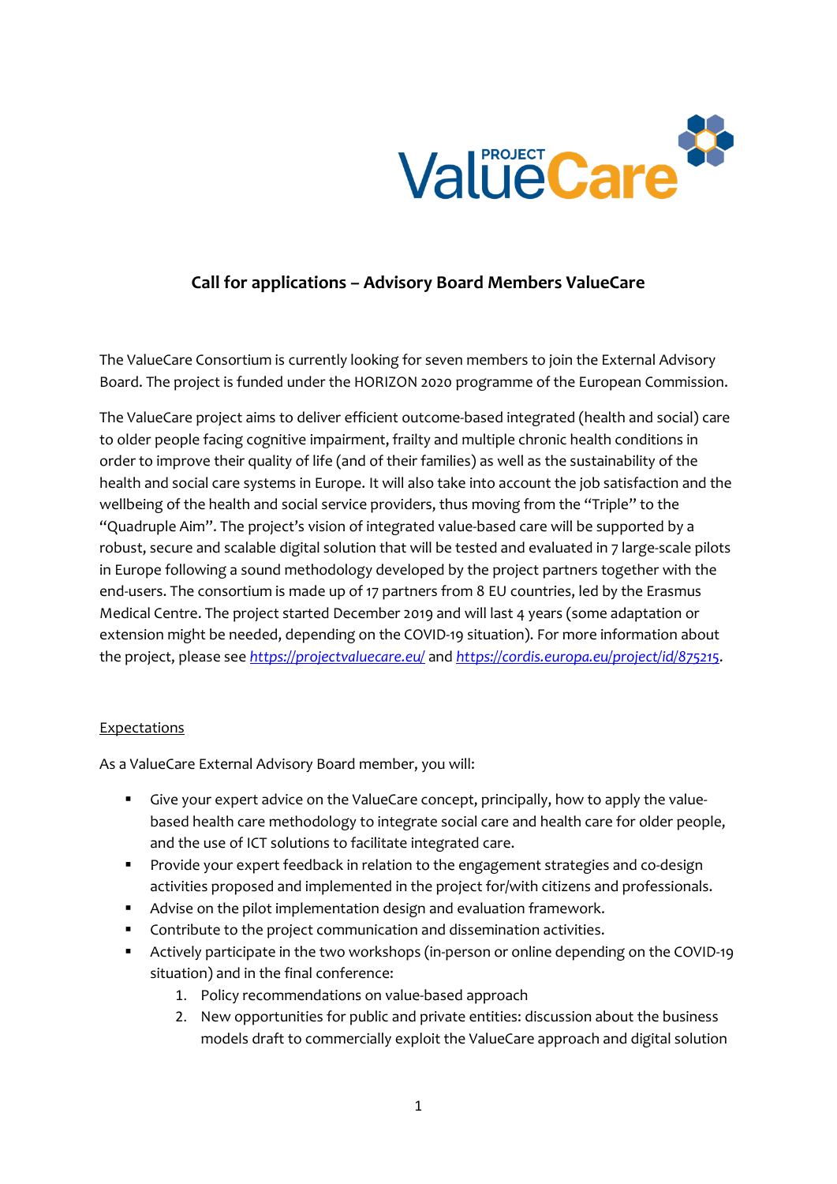## Call for applications – Advisory Board Members ValueCare

The ValueCare Consortium is currently looking for seven members to join the External Advisory Board. The project is funded under the HORIZON 2020 programme of the European Commission.

The ValueCare project aims to deliver efficient outcome-based integrated (health and social) care to older people facing cognitive impairment, frailty and multiple chronic health conditions in order to improve their quality of life (and of their families) as well as the sustainability of the health and social care systems in Europe. It will also take into account the job satisfaction and the wellbeing of the health and social service providers, thus moving from the "Triple" to the "Quadruple Aim". The project's vision of integrated value-based care will be supported by a robust, secure and scalable digital solution that will be tested and evaluated in 7 large-scale pilots in Europe following a sound methodology developed by the project partners together with the end-users. The consortium is made up of 17 partners from 8 EU countries, led by the Erasmus Medical Centre. The project started December 2019 and will last 4 years (some adaptation or extension might be needed, depending on the COVID-19 situation). For more information about the project, please see *https://projectvaluecare.eu/* and *https://cordis.europa.eu/project/id/875215*.

### Expectations

As a ValueCare External Advisory Board member, you will:

- Give your expert advice on the ValueCare concept, principally, how to apply the value-based health care methodology to integrate social care and health care for older people, and the use of ICT solutions to facilitate integrated care.
- Provide your expert feedback in relation to the engagement strategies and co-design activities proposed and implemented in the project for/with citizens and professionals.
- Advise on the pilot implementation design and evaluation framework.
- Contribute to the project communication and dissemination activities.
- Actively participate in the two workshops (in-person or online depending on the COVID-19 situation) and in the final conference:
  1. Policy recommendations on value-based approach
  2. New opportunities for public and private entities: discussion about the business models draft to commercially exploit the ValueCare approach and digital solution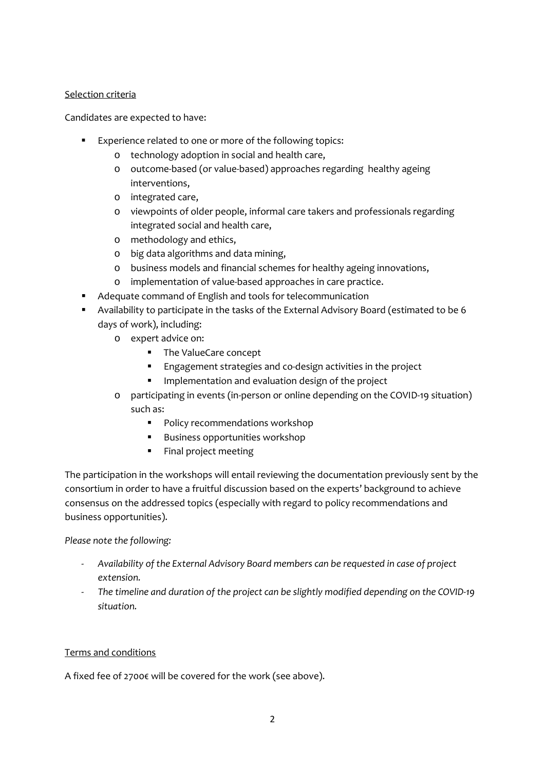Selection criteria

Candidates are expected to have:

- Experience related to one or more of the following topics:
  - technology adoption in social and health care,
  - outcome-based (or value-based) approaches regarding healthy ageing interventions,
  - integrated care,
  - viewpoints of older people, informal care takers and professionals regarding integrated social and health care,
  - methodology and ethics,
  - big data algorithms and data mining,
  - business models and financial schemes for healthy ageing innovations,
  - implementation of value-based approaches in care practice.
- Adequate command of English and tools for telecommunication
- Availability to participate in the tasks of the External Advisory Board (estimated to be 6 days of work), including:
  - expert advice on:
    - The ValueCare concept
    - Engagement strategies and co-design activities in the project
    - Implementation and evaluation design of the project
  - participating in events (in-person or online depending on the COVID-19 situation) such as:
    - Policy recommendations workshop
    - Business opportunities workshop
    - Final project meeting

The participation in the workshops will entail reviewing the documentation previously sent by the consortium in order to have a fruitful discussion based on the experts' background to achieve consensus on the addressed topics (especially with regard to policy recommendations and business opportunities).

*Please note the following:*

- *Availability of the External Advisory Board members can be requested in case of project extension.*
- *The timeline and duration of the project can be slightly modified depending on the COVID-19 situation.*

Terms and conditions

A fixed fee of 2700€ will be covered for the work (see above).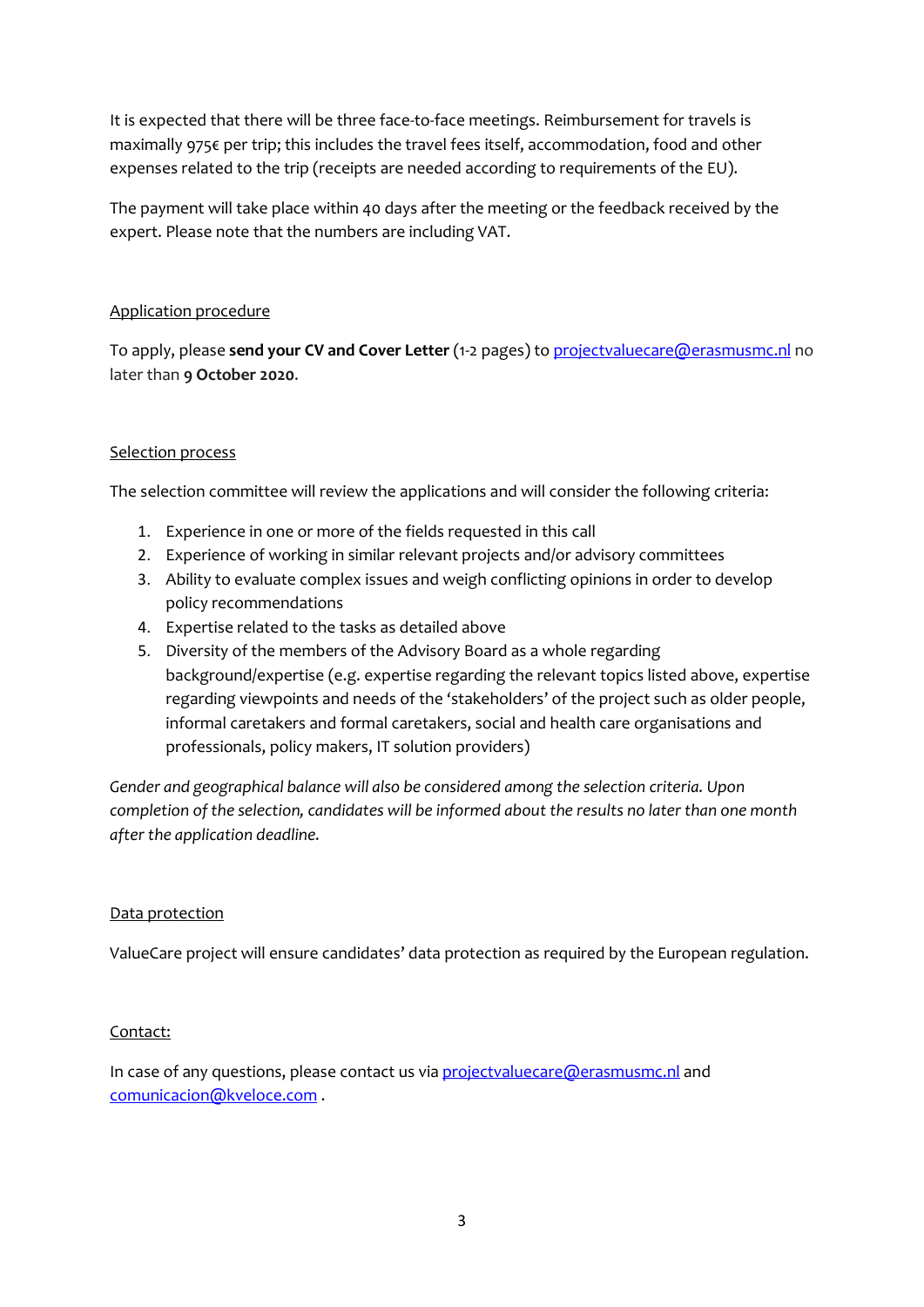It is expected that there will be three face-to-face meetings. Reimbursement for travels is maximally 975€ per trip; this includes the travel fees itself, accommodation, food and other expenses related to the trip (receipts are needed according to requirements of the EU).

The payment will take place within 40 days after the meeting or the feedback received by the expert. Please note that the numbers are including VAT.

## Application procedure

To apply, please **send your CV and Cover Letter** (1-2 pages) to [projectvaluecare@erasmusmc.nl](mailto:projectvaluecare@erasmusmc.nl) no later than **9 October 2020**.

## Selection process

The selection committee will review the applications and will consider the following criteria:

1. Experience in one or more of the fields requested in this call
2. Experience of working in similar relevant projects and/or advisory committees
3. Ability to evaluate complex issues and weigh conflicting opinions in order to develop policy recommendations
4. Expertise related to the tasks as detailed above
5. Diversity of the members of the Advisory Board as a whole regarding background/expertise (e.g. expertise regarding the relevant topics listed above, expertise regarding viewpoints and needs of the 'stakeholders' of the project such as older people, informal caretakers and formal caretakers, social and health care organisations and professionals, policy makers, IT solution providers)

*Gender and geographical balance will also be considered among the selection criteria. Upon completion of the selection, candidates will be informed about the results no later than one month after the application deadline.*

## Data protection

ValueCare project will ensure candidates' data protection as required by the European regulation.

## Contact:

In case of any questions, please contact us via [projectvaluecare@erasmusmc.nl](mailto:projectvaluecare@erasmusmc.nl) and [comunicacion@kveloce.com](mailto:comunicacion@kveloce.com) .